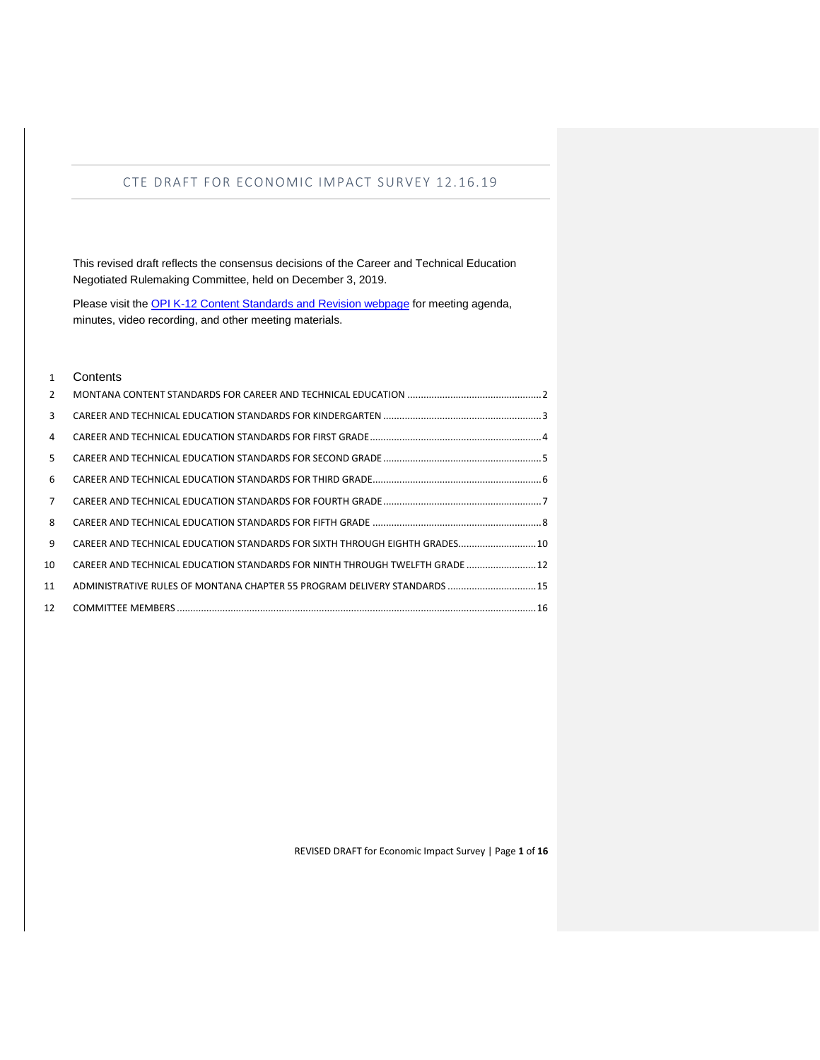# CTE DRAFT FOR ECONOMIC IMPACT SURVEY 12.16.19

This revised draft reflects the consensus decisions of the Career and Technical Education Negotiated Rulemaking Committee, held on December 3, 2019.

Please visit the [OPI K-12 Content Standards and Revision webpage] for meeting agenda, minutes, video recording, and other meeting materials.

## Contents

MONTANA CONTENT STANDARDS FOR CAREER AND TECHNICAL EDUCATION .......... 2
CAREER AND TECHNICAL EDUCATION STANDARDS FOR KINDERGARTEN .......... 3
CAREER AND TECHNICAL EDUCATION STANDARDS FOR FIRST GRADE .......... 4
CAREER AND TECHNICAL EDUCATION STANDARDS FOR SECOND GRADE .......... 5
CAREER AND TECHNICAL EDUCATION STANDARDS FOR THIRD GRADE .......... 6
CAREER AND TECHNICAL EDUCATION STANDARDS FOR FOURTH GRADE .......... 7
CAREER AND TECHNICAL EDUCATION STANDARDS FOR FIFTH GRADE .......... 8
CAREER AND TECHNICAL EDUCATION STANDARDS FOR SIXTH THROUGH EIGHTH GRADES .......... 10
CAREER AND TECHNICAL EDUCATION STANDARDS FOR NINTH THROUGH TWELFTH GRADE .......... 12
ADMINISTRATIVE RULES OF MONTANA CHAPTER 55 PROGRAM DELIVERY STANDARDS .......... 15
COMMITTEE MEMBERS .......... 16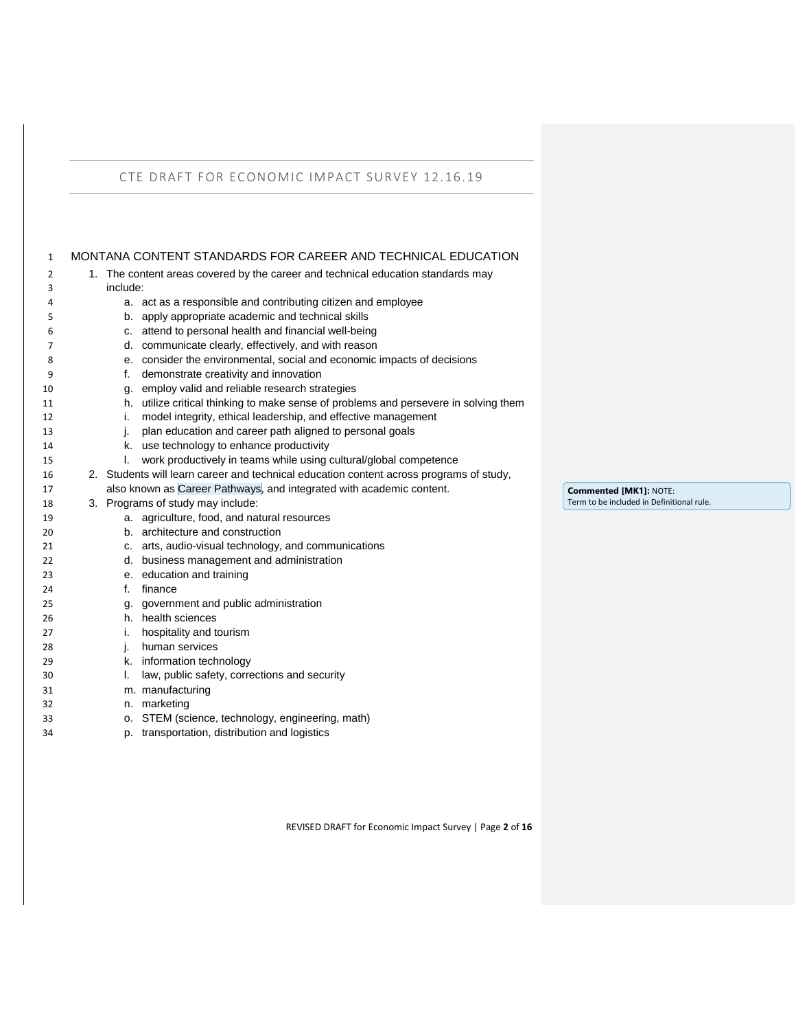# MONTANA CONTENT STANDARDS FOR CAREER AND TECHNICAL EDUCATION

1. The content areas covered by the career and technical education standards may include:
   a. act as a responsible and contributing citizen and employee
   b. apply appropriate academic and technical skills
   c. attend to personal health and financial well-being
   d. communicate clearly, effectively, and with reason
   e. consider the environmental, social and economic impacts of decisions
   f. demonstrate creativity and innovation
   g. employ valid and reliable research strategies
   h. utilize critical thinking to make sense of problems and persevere in solving them
   i. model integrity, ethical leadership, and effective management
   j. plan education and career path aligned to personal goals
   k. use technology to enhance productivity
   l. work productively in teams while using cultural/global competence
2. Students will learn career and technical education content across programs of study, also known as Career Pathways, and integrated with academic content.
3. Programs of study may include:
   a. agriculture, food, and natural resources
   b. architecture and construction
   c. arts, audio-visual technology, and communications
   d. business management and administration
   e. education and training
   f. finance
   g. government and public administration
   h. health sciences
   i. hospitality and tourism
   j. human services
   k. information technology
   l. law, public safety, corrections and security
   m. manufacturing
   n. marketing
   o. STEM (science, technology, engineering, math)
   p. transportation, distribution and logistics

**Commented [MK1]:** NOTE: Term to be included in Definitional rule.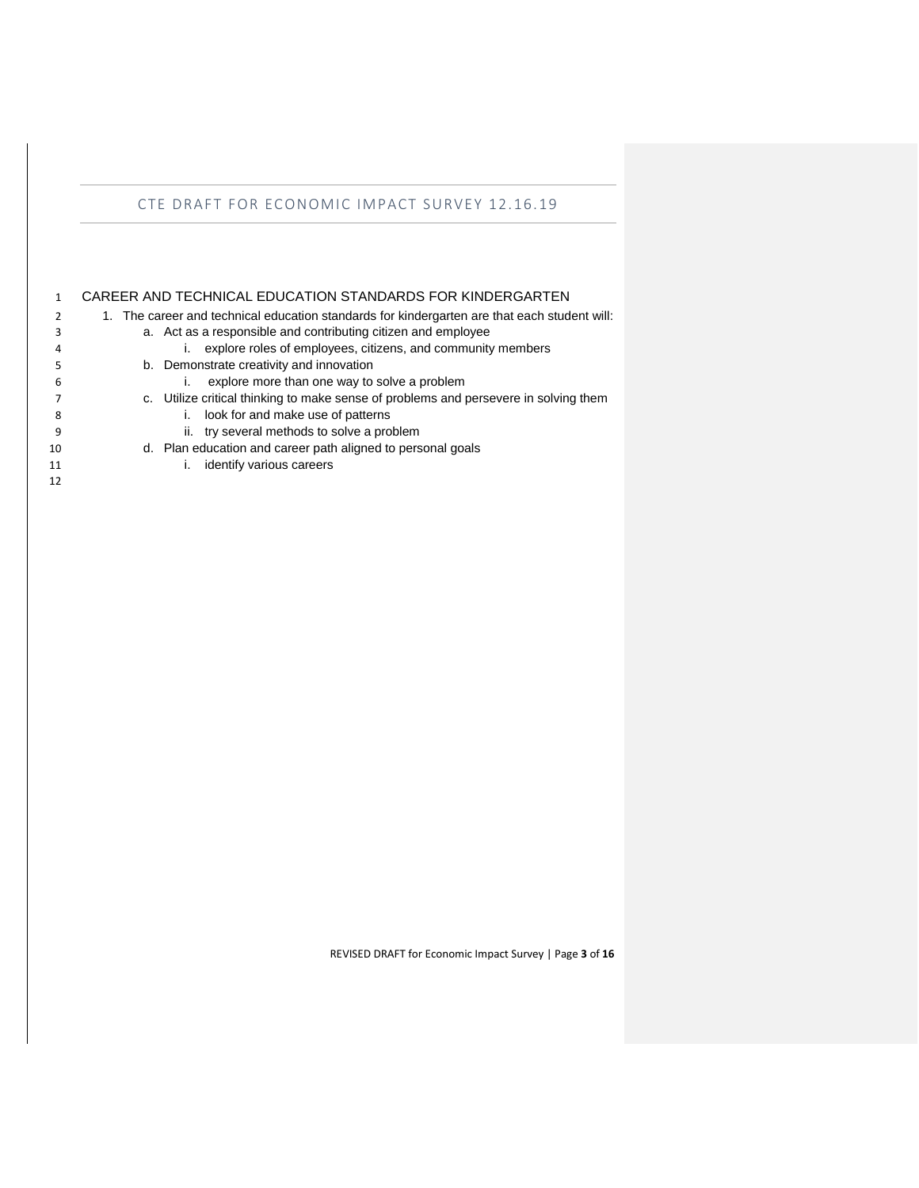# CAREER AND TECHNICAL EDUCATION STANDARDS FOR KINDERGARTEN

1. The career and technical education standards for kindergarten are that each student will:
   a. Act as a responsible and contributing citizen and employee
      i. explore roles of employees, citizens, and community members
   b. Demonstrate creativity and innovation
      i. explore more than one way to solve a problem
   c. Utilize critical thinking to make sense of problems and persevere in solving them
      i. look for and make use of patterns
      ii. try several methods to solve a problem
   d. Plan education and career path aligned to personal goals
      i. identify various careers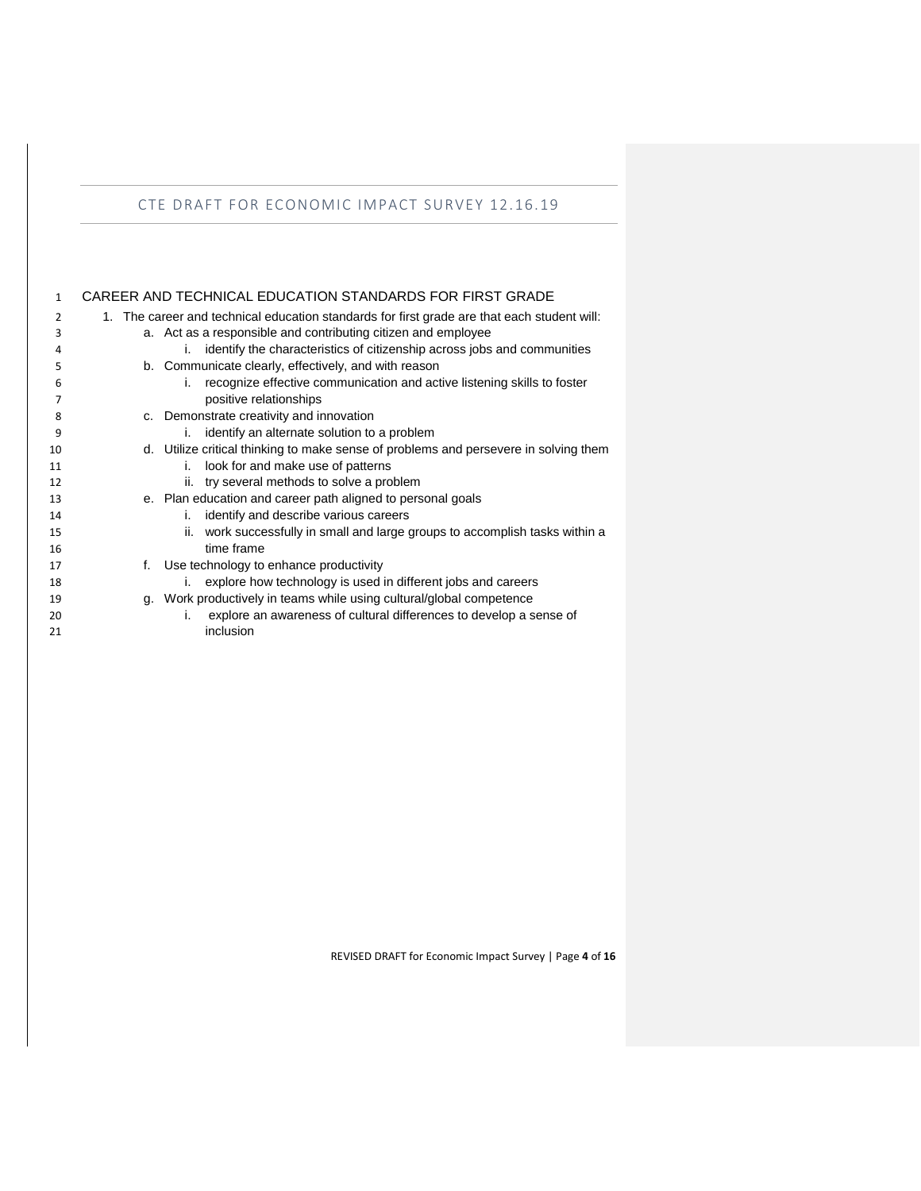# CAREER AND TECHNICAL EDUCATION STANDARDS FOR FIRST GRADE

1. The career and technical education standards for first grade are that each student will:
   a. Act as a responsible and contributing citizen and employee
      i. identify the characteristics of citizenship across jobs and communities
   b. Communicate clearly, effectively, and with reason
      i. recognize effective communication and active listening skills to foster positive relationships
   c. Demonstrate creativity and innovation
      i. identify an alternate solution to a problem
   d. Utilize critical thinking to make sense of problems and persevere in solving them
      i. look for and make use of patterns
      ii. try several methods to solve a problem
   e. Plan education and career path aligned to personal goals
      i. identify and describe various careers
      ii. work successfully in small and large groups to accomplish tasks within a time frame
   f. Use technology to enhance productivity
      i. explore how technology is used in different jobs and careers
   g. Work productively in teams while using cultural/global competence
      i. explore an awareness of cultural differences to develop a sense of inclusion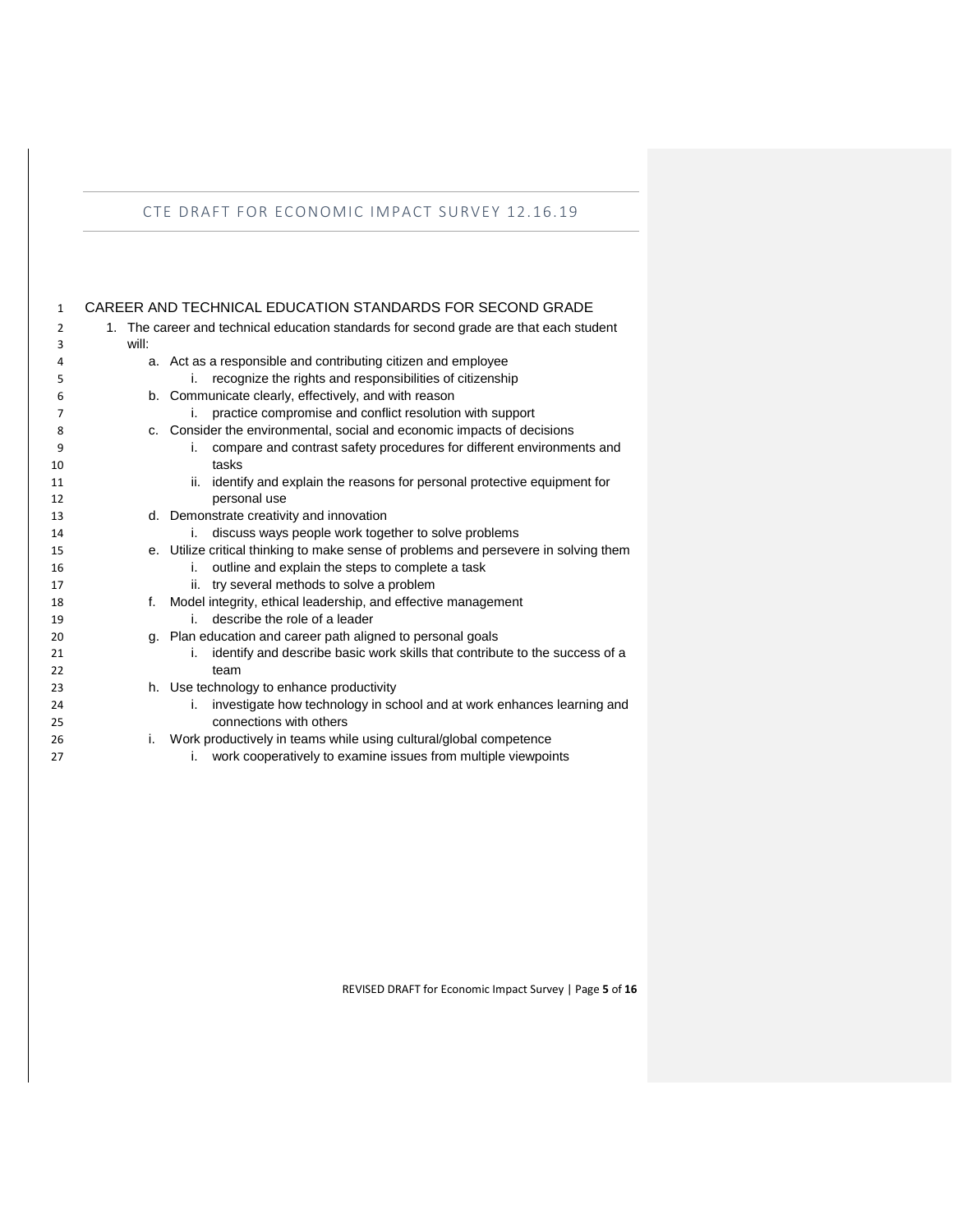# CAREER AND TECHNICAL EDUCATION STANDARDS FOR SECOND GRADE

1. The career and technical education standards for second grade are that each student will:
    a. Act as a responsible and contributing citizen and employee
        i. recognize the rights and responsibilities of citizenship
    b. Communicate clearly, effectively, and with reason
        i. practice compromise and conflict resolution with support
    c. Consider the environmental, social and economic impacts of decisions
        i. compare and contrast safety procedures for different environments and tasks
        ii. identify and explain the reasons for personal protective equipment for personal use
    d. Demonstrate creativity and innovation
        i. discuss ways people work together to solve problems
    e. Utilize critical thinking to make sense of problems and persevere in solving them
        i. outline and explain the steps to complete a task
        ii. try several methods to solve a problem
    f. Model integrity, ethical leadership, and effective management
        i. describe the role of a leader
    g. Plan education and career path aligned to personal goals
        i. identify and describe basic work skills that contribute to the success of a team
    h. Use technology to enhance productivity
        i. investigate how technology in school and at work enhances learning and connections with others
    i. Work productively in teams while using cultural/global competence
        i. work cooperatively to examine issues from multiple viewpoints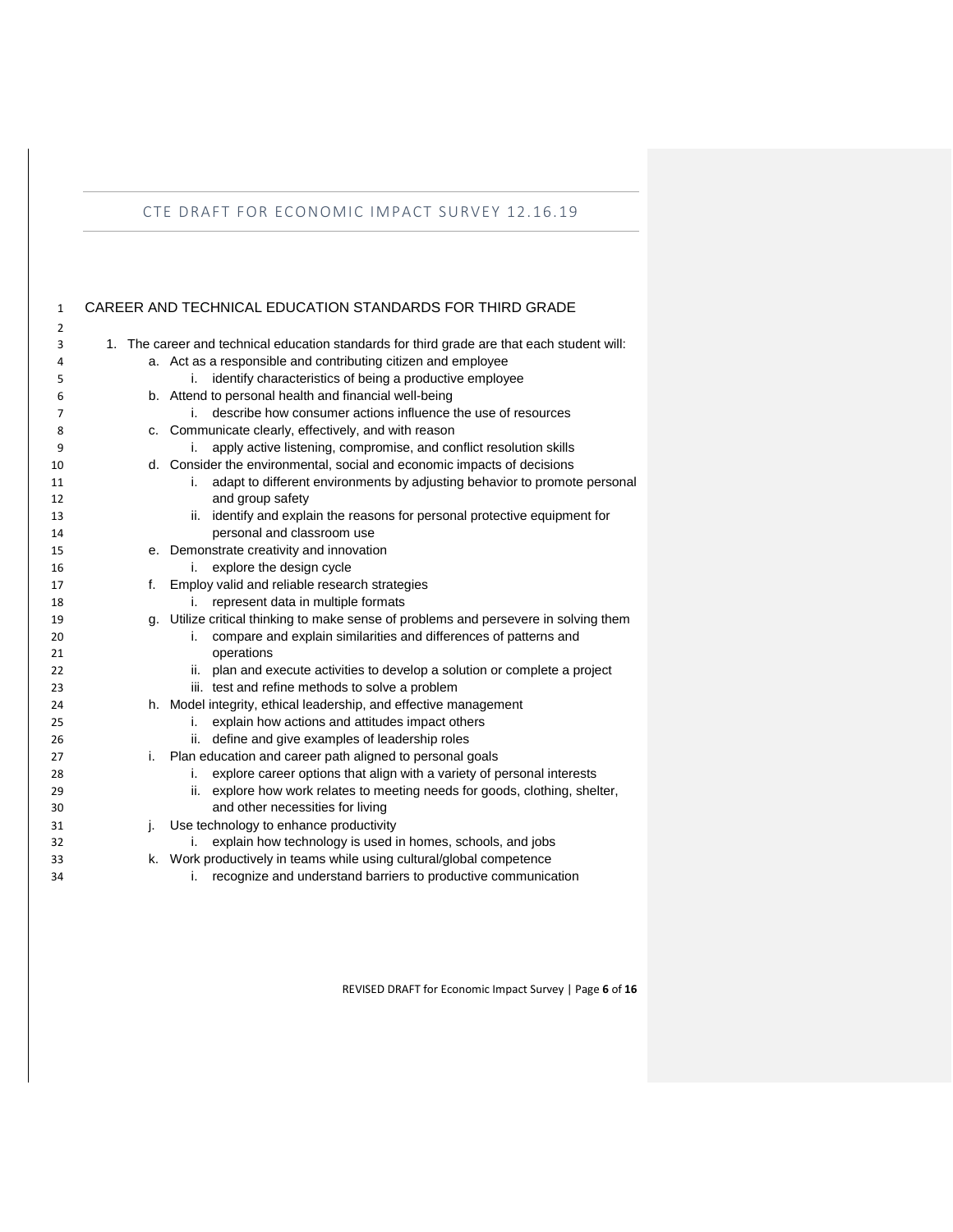# CAREER AND TECHNICAL EDUCATION STANDARDS FOR THIRD GRADE

1. The career and technical education standards for third grade are that each student will:
    a. Act as a responsible and contributing citizen and employee
        i. identify characteristics of being a productive employee
    b. Attend to personal health and financial well-being
        i. describe how consumer actions influence the use of resources
    c. Communicate clearly, effectively, and with reason
        i. apply active listening, compromise, and conflict resolution skills
    d. Consider the environmental, social and economic impacts of decisions
        i. adapt to different environments by adjusting behavior to promote personal and group safety
        ii. identify and explain the reasons for personal protective equipment for personal and classroom use
    e. Demonstrate creativity and innovation
        i. explore the design cycle
    f. Employ valid and reliable research strategies
        i. represent data in multiple formats
    g. Utilize critical thinking to make sense of problems and persevere in solving them
        i. compare and explain similarities and differences of patterns and operations
        ii. plan and execute activities to develop a solution or complete a project
        iii. test and refine methods to solve a problem
    h. Model integrity, ethical leadership, and effective management
        i. explain how actions and attitudes impact others
        ii. define and give examples of leadership roles
    i. Plan education and career path aligned to personal goals
        i. explore career options that align with a variety of personal interests
        ii. explore how work relates to meeting needs for goods, clothing, shelter, and other necessities for living
    j. Use technology to enhance productivity
        i. explain how technology is used in homes, schools, and jobs
    k. Work productively in teams while using cultural/global competence
        i. recognize and understand barriers to productive communication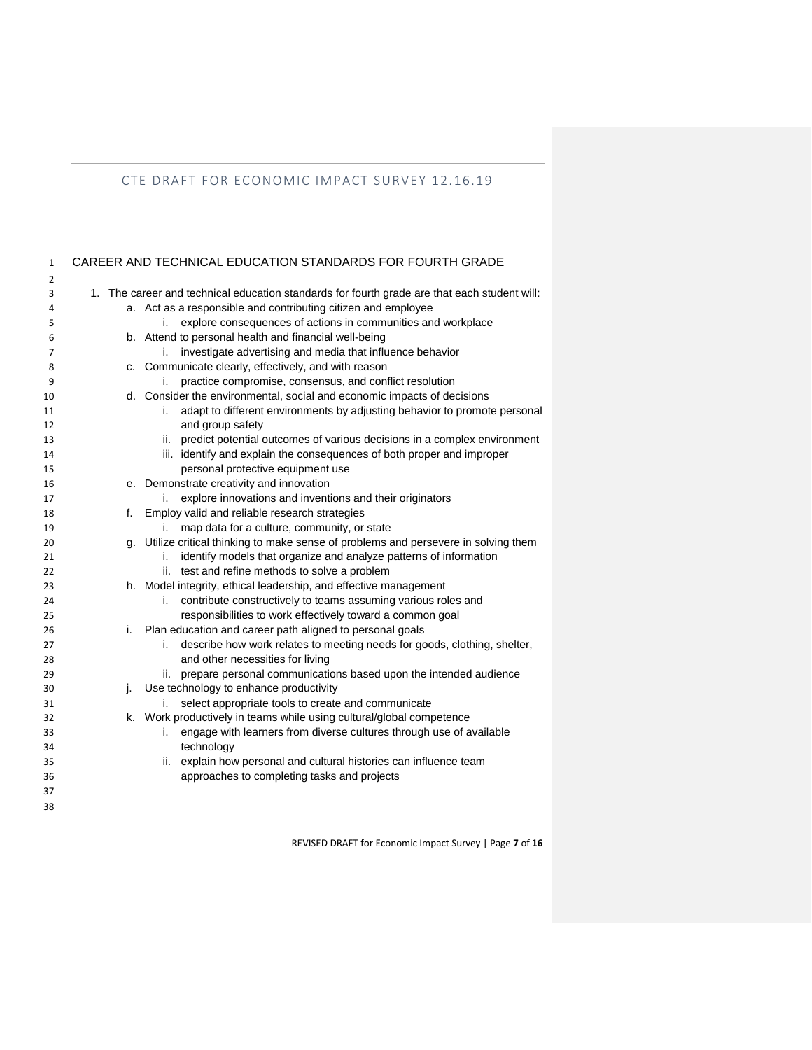# CAREER AND TECHNICAL EDUCATION STANDARDS FOR FOURTH GRADE

1. The career and technical education standards for fourth grade are that each student will:
   a. Act as a responsible and contributing citizen and employee
      i. explore consequences of actions in communities and workplace
   b. Attend to personal health and financial well-being
      i. investigate advertising and media that influence behavior
   c. Communicate clearly, effectively, and with reason
      i. practice compromise, consensus, and conflict resolution
   d. Consider the environmental, social and economic impacts of decisions
      i. adapt to different environments by adjusting behavior to promote personal and group safety
      ii. predict potential outcomes of various decisions in a complex environment
      iii. identify and explain the consequences of both proper and improper personal protective equipment use
   e. Demonstrate creativity and innovation
      i. explore innovations and inventions and their originators
   f. Employ valid and reliable research strategies
      i. map data for a culture, community, or state
   g. Utilize critical thinking to make sense of problems and persevere in solving them
      i. identify models that organize and analyze patterns of information
      ii. test and refine methods to solve a problem
   h. Model integrity, ethical leadership, and effective management
      i. contribute constructively to teams assuming various roles and responsibilities to work effectively toward a common goal
   i. Plan education and career path aligned to personal goals
      i. describe how work relates to meeting needs for goods, clothing, shelter, and other necessities for living
      ii. prepare personal communications based upon the intended audience
   j. Use technology to enhance productivity
      i. select appropriate tools to create and communicate
   k. Work productively in teams while using cultural/global competence
      i. engage with learners from diverse cultures through use of available technology
      ii. explain how personal and cultural histories can influence team approaches to completing tasks and projects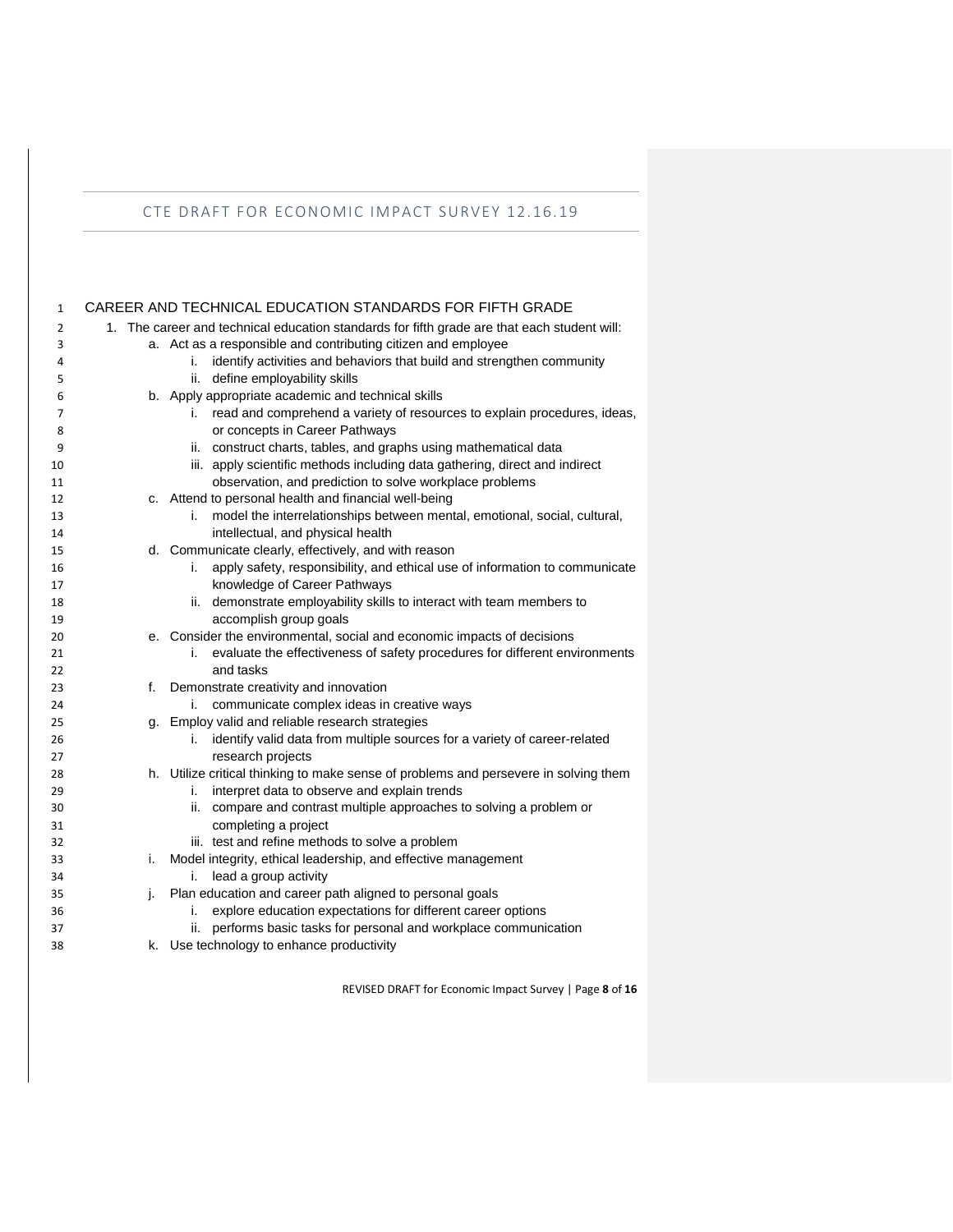# CAREER AND TECHNICAL EDUCATION STANDARDS FOR FIFTH GRADE

1. The career and technical education standards for fifth grade are that each student will:
   a. Act as a responsible and contributing citizen and employee
      i. identify activities and behaviors that build and strengthen community
      ii. define employability skills
   b. Apply appropriate academic and technical skills
      i. read and comprehend a variety of resources to explain procedures, ideas, or concepts in Career Pathways
      ii. construct charts, tables, and graphs using mathematical data
      iii. apply scientific methods including data gathering, direct and indirect observation, and prediction to solve workplace problems
   c. Attend to personal health and financial well-being
      i. model the interrelationships between mental, emotional, social, cultural, intellectual, and physical health
   d. Communicate clearly, effectively, and with reason
      i. apply safety, responsibility, and ethical use of information to communicate knowledge of Career Pathways
      ii. demonstrate employability skills to interact with team members to accomplish group goals
   e. Consider the environmental, social and economic impacts of decisions
      i. evaluate the effectiveness of safety procedures for different environments and tasks
   f. Demonstrate creativity and innovation
      i. communicate complex ideas in creative ways
   g. Employ valid and reliable research strategies
      i. identify valid data from multiple sources for a variety of career-related research projects
   h. Utilize critical thinking to make sense of problems and persevere in solving them
      i. interpret data to observe and explain trends
      ii. compare and contrast multiple approaches to solving a problem or completing a project
      iii. test and refine methods to solve a problem
   i. Model integrity, ethical leadership, and effective management
      i. lead a group activity
   j. Plan education and career path aligned to personal goals
      i. explore education expectations for different career options
      ii. performs basic tasks for personal and workplace communication
   k. Use technology to enhance productivity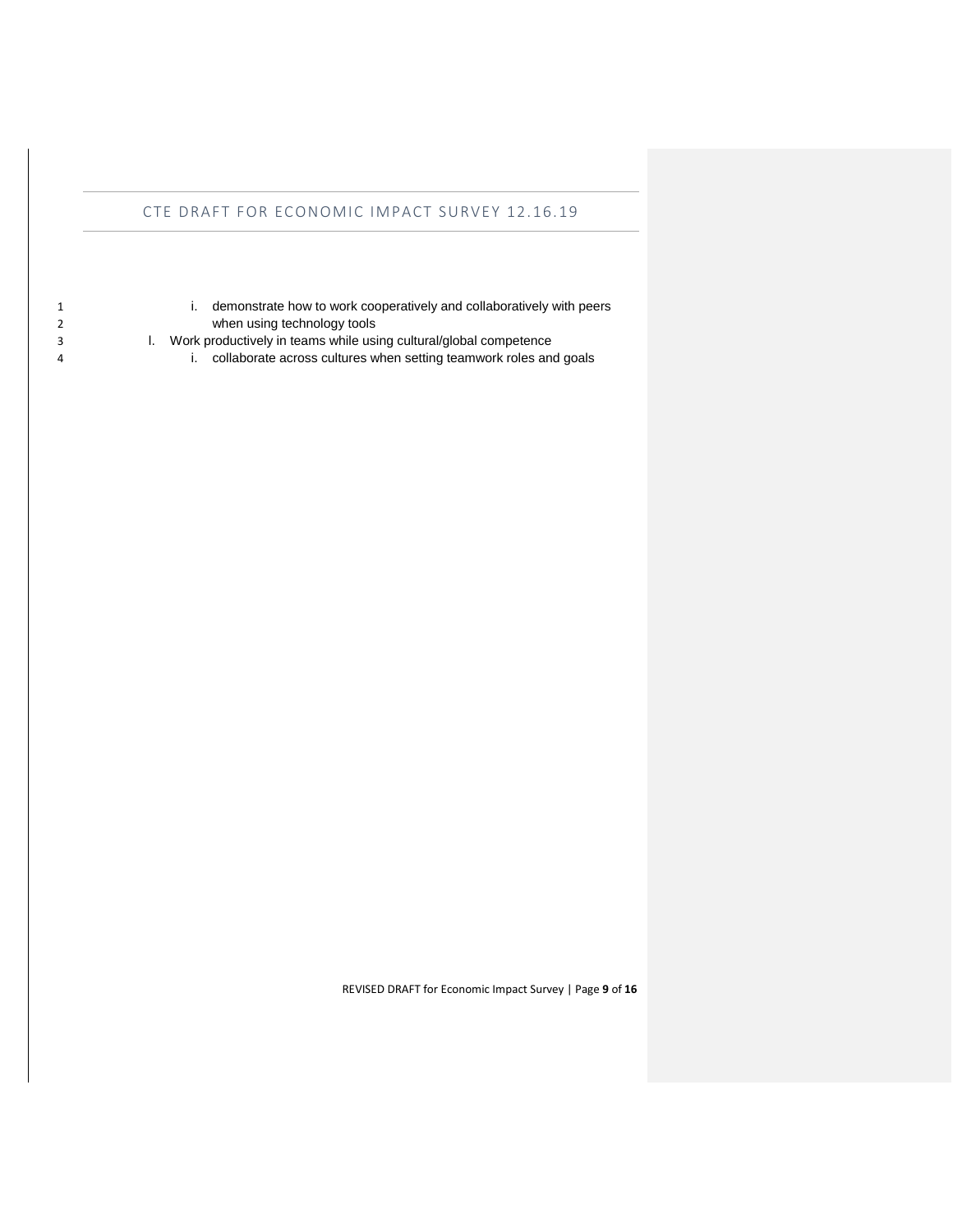i. demonstrate how to work cooperatively and collaboratively with peers when using technology tools

l. Work productively in teams while using cultural/global competence

   i. collaborate across cultures when setting teamwork roles and goals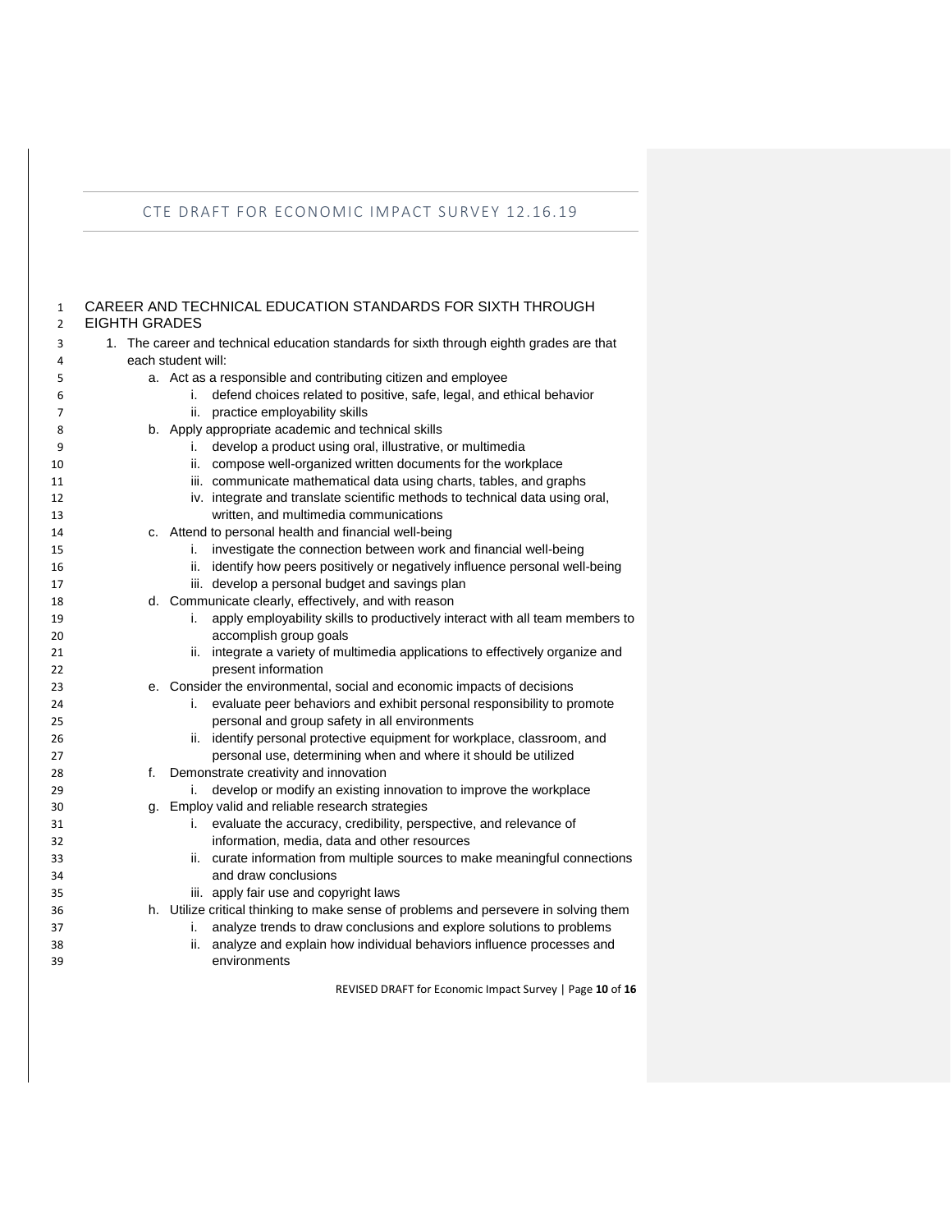## CAREER AND TECHNICAL EDUCATION STANDARDS FOR SIXTH THROUGH EIGHTH GRADES

1. The career and technical education standards for sixth through eighth grades are that each student will:
   a. Act as a responsible and contributing citizen and employee
      i. defend choices related to positive, safe, legal, and ethical behavior
      ii. practice employability skills
   b. Apply appropriate academic and technical skills
      i. develop a product using oral, illustrative, or multimedia
      ii. compose well-organized written documents for the workplace
      iii. communicate mathematical data using charts, tables, and graphs
      iv. integrate and translate scientific methods to technical data using oral, written, and multimedia communications
   c. Attend to personal health and financial well-being
      i. investigate the connection between work and financial well-being
      ii. identify how peers positively or negatively influence personal well-being
      iii. develop a personal budget and savings plan
   d. Communicate clearly, effectively, and with reason
      i. apply employability skills to productively interact with all team members to accomplish group goals
      ii. integrate a variety of multimedia applications to effectively organize and present information
   e. Consider the environmental, social and economic impacts of decisions
      i. evaluate peer behaviors and exhibit personal responsibility to promote personal and group safety in all environments
      ii. identify personal protective equipment for workplace, classroom, and personal use, determining when and where it should be utilized
   f. Demonstrate creativity and innovation
      i. develop or modify an existing innovation to improve the workplace
   g. Employ valid and reliable research strategies
      i. evaluate the accuracy, credibility, perspective, and relevance of information, media, data and other resources
      ii. curate information from multiple sources to make meaningful connections and draw conclusions
      iii. apply fair use and copyright laws
   h. Utilize critical thinking to make sense of problems and persevere in solving them
      i. analyze trends to draw conclusions and explore solutions to problems
      ii. analyze and explain how individual behaviors influence processes and environments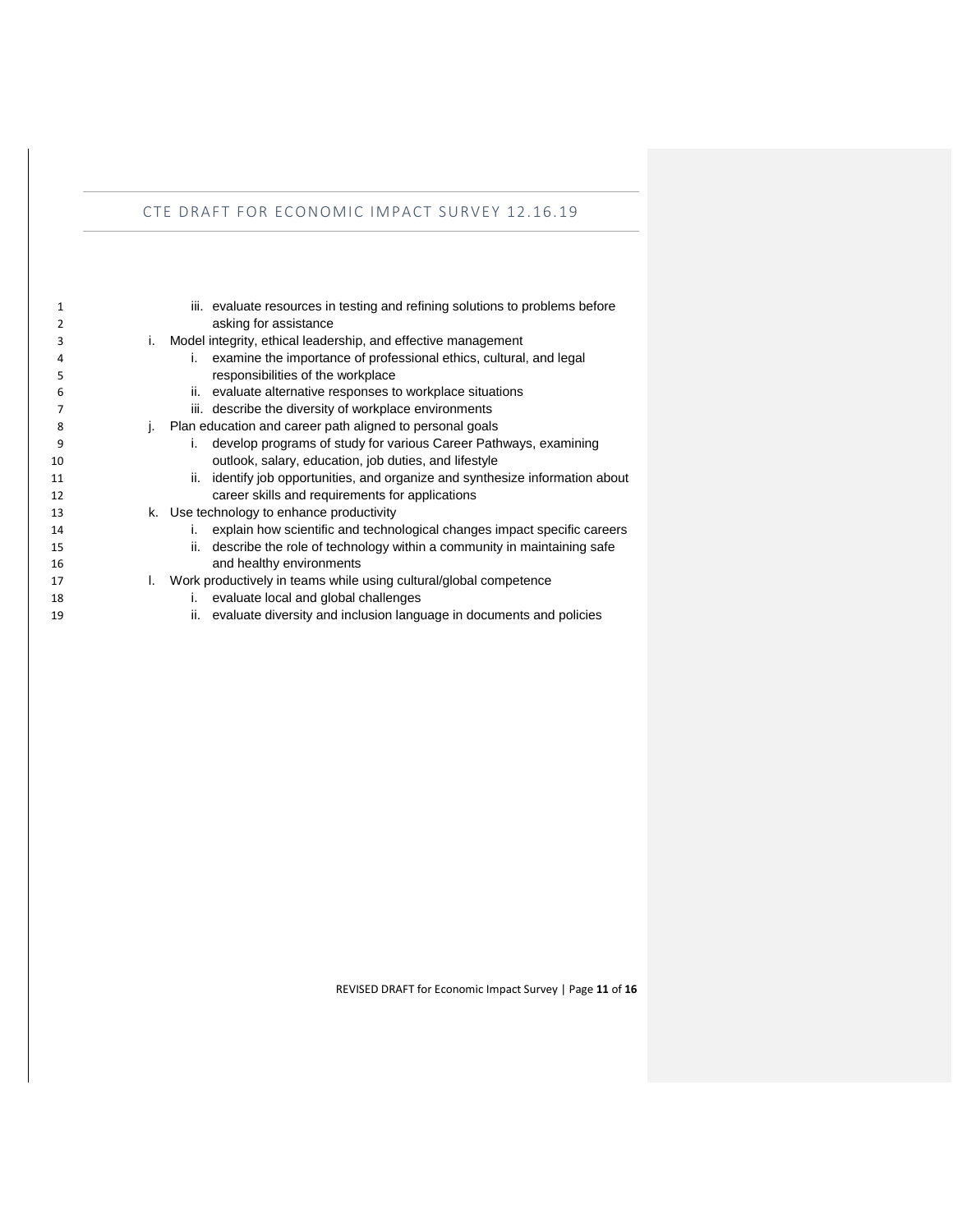- iii. evaluate resources in testing and refining solutions to problems before asking for assistance

- i. Model integrity, ethical leadership, and effective management
   - i. examine the importance of professional ethics, cultural, and legal responsibilities of the workplace
   - ii. evaluate alternative responses to workplace situations
   - iii. describe the diversity of workplace environments
- j. Plan education and career path aligned to personal goals
   - i. develop programs of study for various Career Pathways, examining outlook, salary, education, job duties, and lifestyle
   - ii. identify job opportunities, and organize and synthesize information about career skills and requirements for applications
- k. Use technology to enhance productivity
   - i. explain how scientific and technological changes impact specific careers
   - ii. describe the role of technology within a community in maintaining safe and healthy environments
- l. Work productively in teams while using cultural/global competence
   - i. evaluate local and global challenges
   - ii. evaluate diversity and inclusion language in documents and policies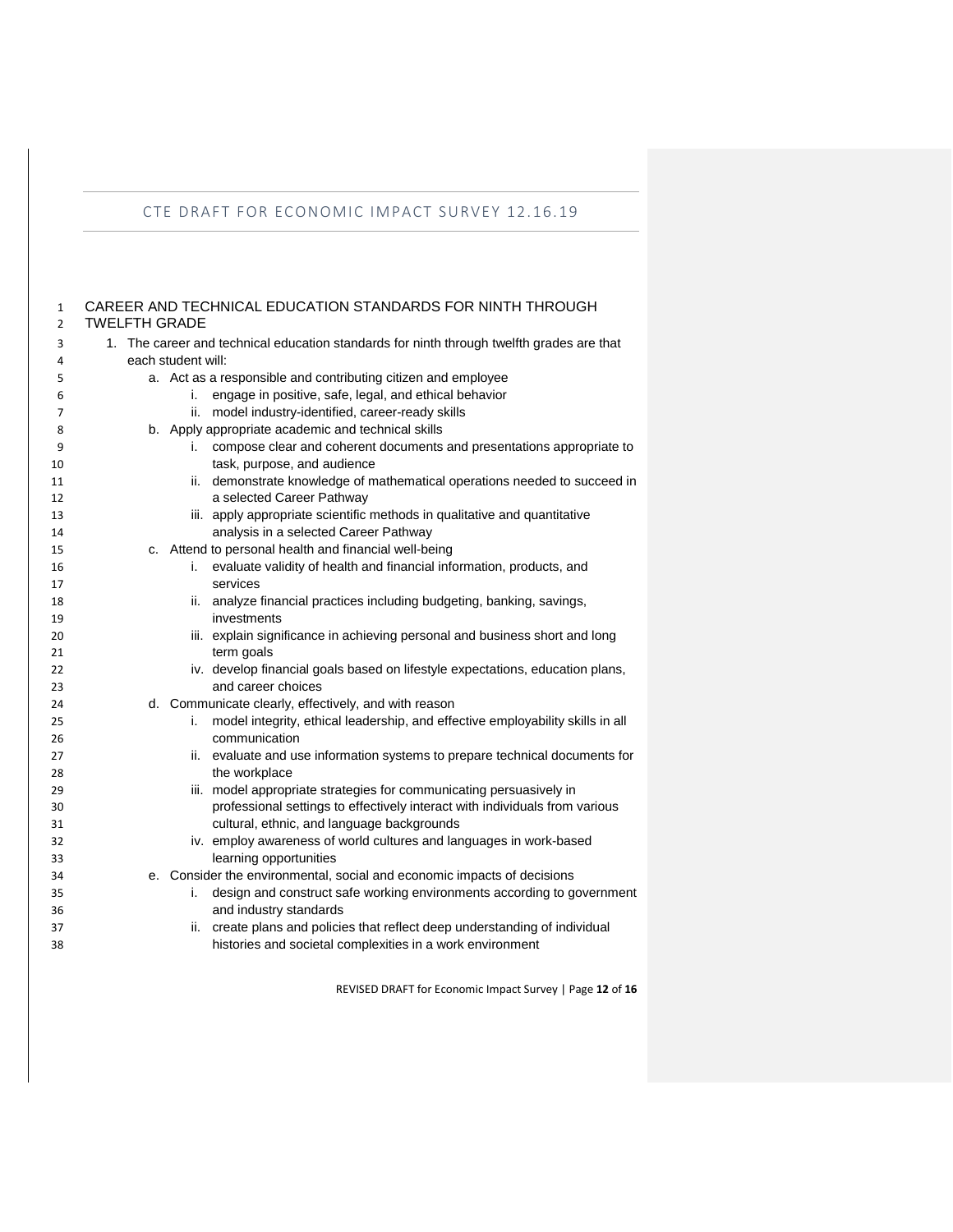# CAREER AND TECHNICAL EDUCATION STANDARDS FOR NINTH THROUGH TWELFTH GRADE

1. The career and technical education standards for ninth through twelfth grades are that each student will:
   a. Act as a responsible and contributing citizen and employee
      i. engage in positive, safe, legal, and ethical behavior
      ii. model industry-identified, career-ready skills
   b. Apply appropriate academic and technical skills
      i. compose clear and coherent documents and presentations appropriate to task, purpose, and audience
      ii. demonstrate knowledge of mathematical operations needed to succeed in a selected Career Pathway
      iii. apply appropriate scientific methods in qualitative and quantitative analysis in a selected Career Pathway
   c. Attend to personal health and financial well-being
      i. evaluate validity of health and financial information, products, and services
      ii. analyze financial practices including budgeting, banking, savings, investments
      iii. explain significance in achieving personal and business short and long term goals
      iv. develop financial goals based on lifestyle expectations, education plans, and career choices
   d. Communicate clearly, effectively, and with reason
      i. model integrity, ethical leadership, and effective employability skills in all communication
      ii. evaluate and use information systems to prepare technical documents for the workplace
      iii. model appropriate strategies for communicating persuasively in professional settings to effectively interact with individuals from various cultural, ethnic, and language backgrounds
      iv. employ awareness of world cultures and languages in work-based learning opportunities
   e. Consider the environmental, social and economic impacts of decisions
      i. design and construct safe working environments according to government and industry standards
      ii. create plans and policies that reflect deep understanding of individual histories and societal complexities in a work environment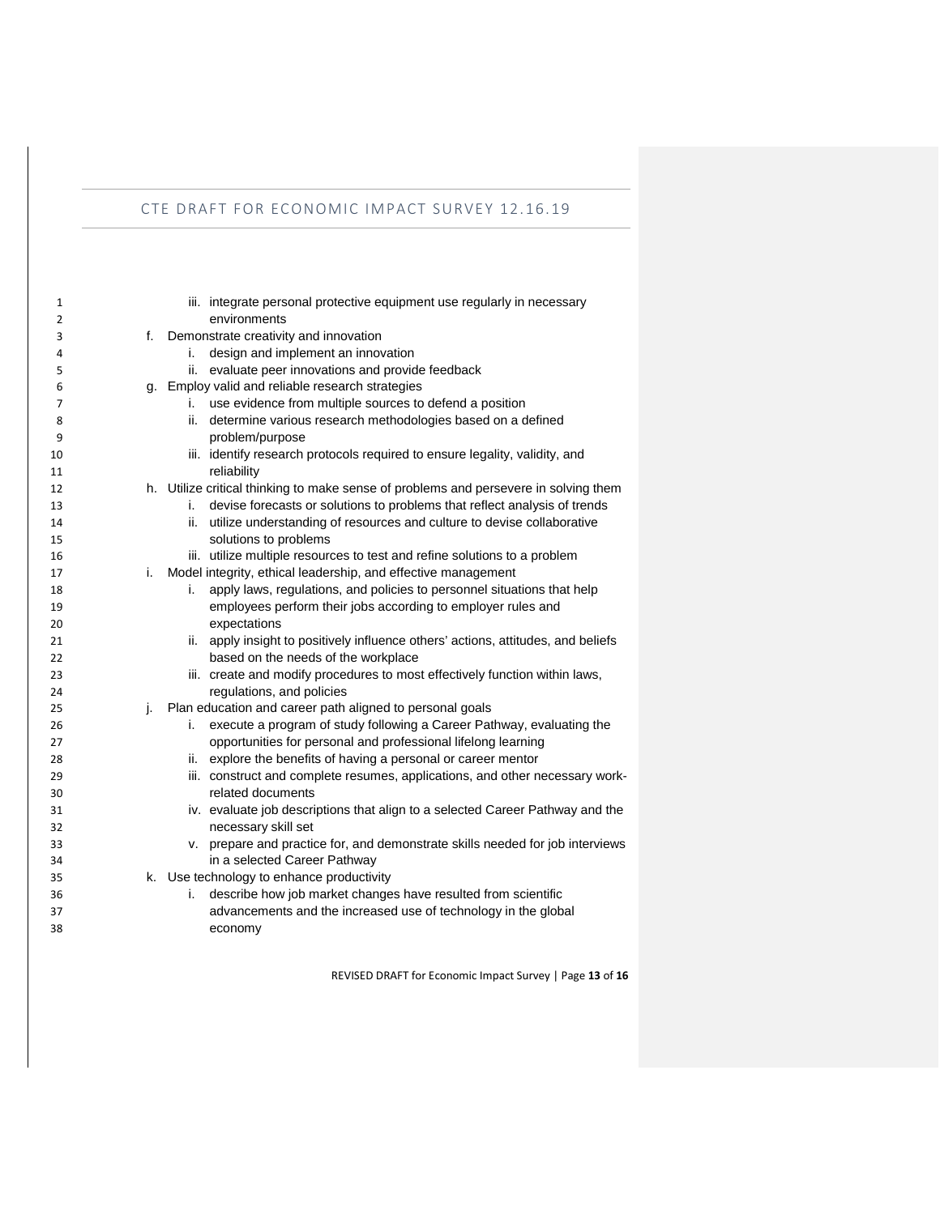- iii. integrate personal protective equipment use regularly in necessary environments
- f. Demonstrate creativity and innovation
   - i. design and implement an innovation
   - ii. evaluate peer innovations and provide feedback
- g. Employ valid and reliable research strategies
   - i. use evidence from multiple sources to defend a position
   - ii. determine various research methodologies based on a defined problem/purpose
   - iii. identify research protocols required to ensure legality, validity, and reliability
- h. Utilize critical thinking to make sense of problems and persevere in solving them
   - i. devise forecasts or solutions to problems that reflect analysis of trends
   - ii. utilize understanding of resources and culture to devise collaborative solutions to problems
   - iii. utilize multiple resources to test and refine solutions to a problem
- i. Model integrity, ethical leadership, and effective management
   - i. apply laws, regulations, and policies to personnel situations that help employees perform their jobs according to employer rules and expectations
   - ii. apply insight to positively influence others' actions, attitudes, and beliefs based on the needs of the workplace
   - iii. create and modify procedures to most effectively function within laws, regulations, and policies
- j. Plan education and career path aligned to personal goals
   - i. execute a program of study following a Career Pathway, evaluating the opportunities for personal and professional lifelong learning
   - ii. explore the benefits of having a personal or career mentor
   - iii. construct and complete resumes, applications, and other necessary work-related documents
   - iv. evaluate job descriptions that align to a selected Career Pathway and the necessary skill set
   - v. prepare and practice for, and demonstrate skills needed for job interviews in a selected Career Pathway
- k. Use technology to enhance productivity
   - i. describe how job market changes have resulted from scientific advancements and the increased use of technology in the global economy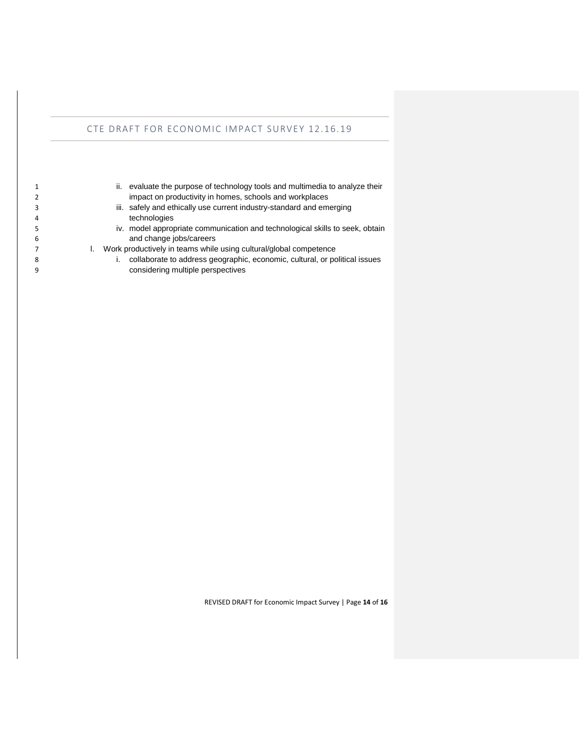ii. evaluate the purpose of technology tools and multimedia to analyze their impact on productivity in homes, schools and workplaces
   iii. safely and ethically use current industry-standard and emerging technologies
   iv. model appropriate communication and technological skills to seek, obtain and change jobs/careers

l. Work productively in teams while using cultural/global competence
   i. collaborate to address geographic, economic, cultural, or political issues considering multiple perspectives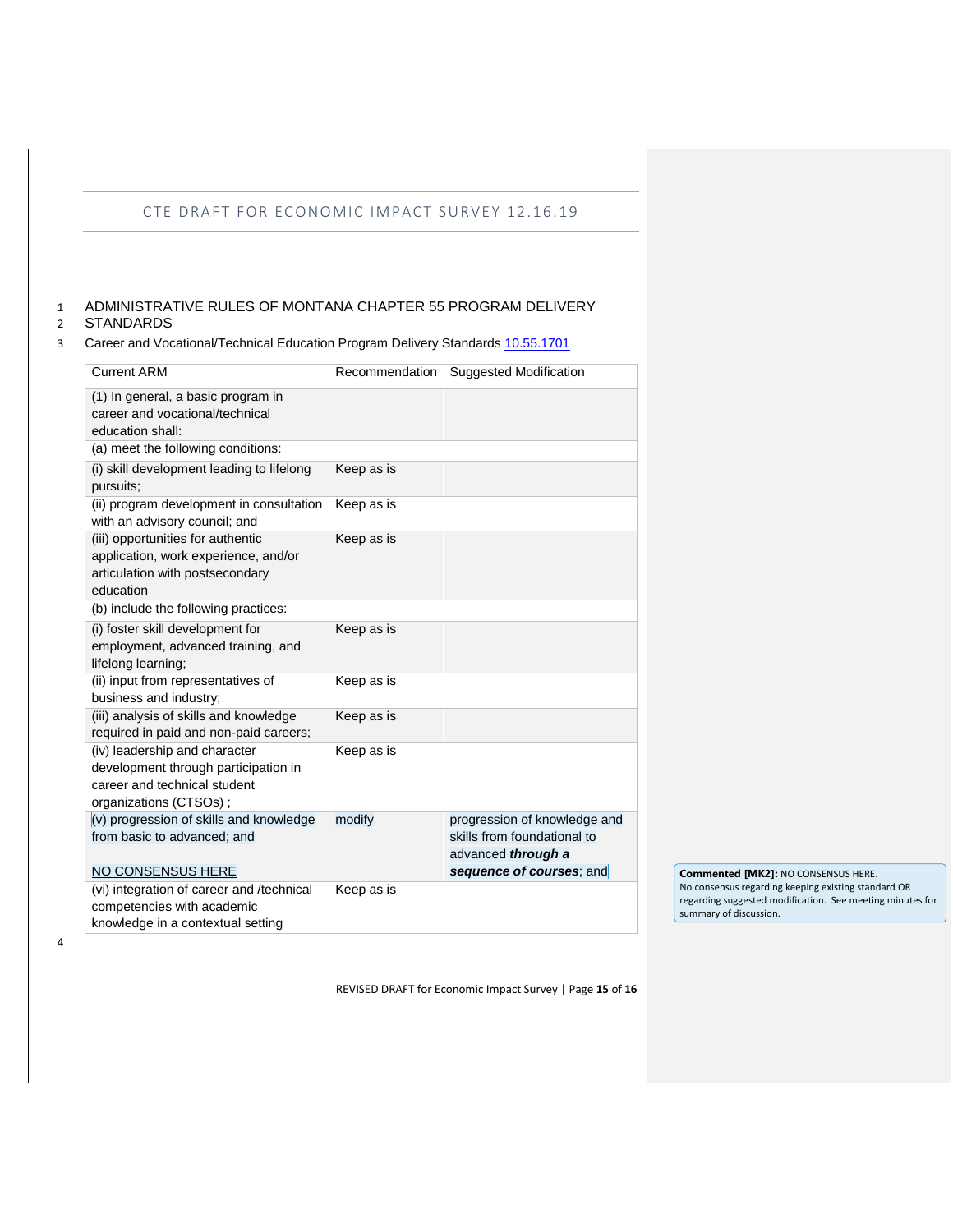ADMINISTRATIVE RULES OF MONTANA CHAPTER 55 PROGRAM DELIVERY STANDARDS

Career and Vocational/Technical Education Program Delivery Standards 10.55.1701

| Current ARM | Recommendation | Suggested Modification |
|---|---|---|
| (1) In general, a basic program in career and vocational/technical education shall: | | |
| (a) meet the following conditions: | | |
| (i) skill development leading to lifelong pursuits; | Keep as is | |
| (ii) program development in consultation with an advisory council; and | Keep as is | |
| (iii) opportunities for authentic application, work experience, and/or articulation with postsecondary education | Keep as is | |
| (b) include the following practices: | | |
| (i) foster skill development for employment, advanced training, and lifelong learning; | Keep as is | |
| (ii) input from representatives of business and industry; | Keep as is | |
| (iii) analysis of skills and knowledge required in paid and non-paid careers; | Keep as is | |
| (iv) leadership and character development through participation in career and technical student organizations (CTSOs) ; | Keep as is | |
| (v) progression of skills and knowledge from basic to advanced; and<br><br>NO CONSENSUS HERE | modify | progression of knowledge and skills from foundational to advanced ***through a sequence of courses***; and |
| (vi) integration of career and /technical competencies with academic knowledge in a contextual setting | Keep as is | |

**Commented [MK2]:** NO CONSENSUS HERE. No consensus regarding keeping existing standard OR regarding suggested modification. See meeting minutes for summary of discussion.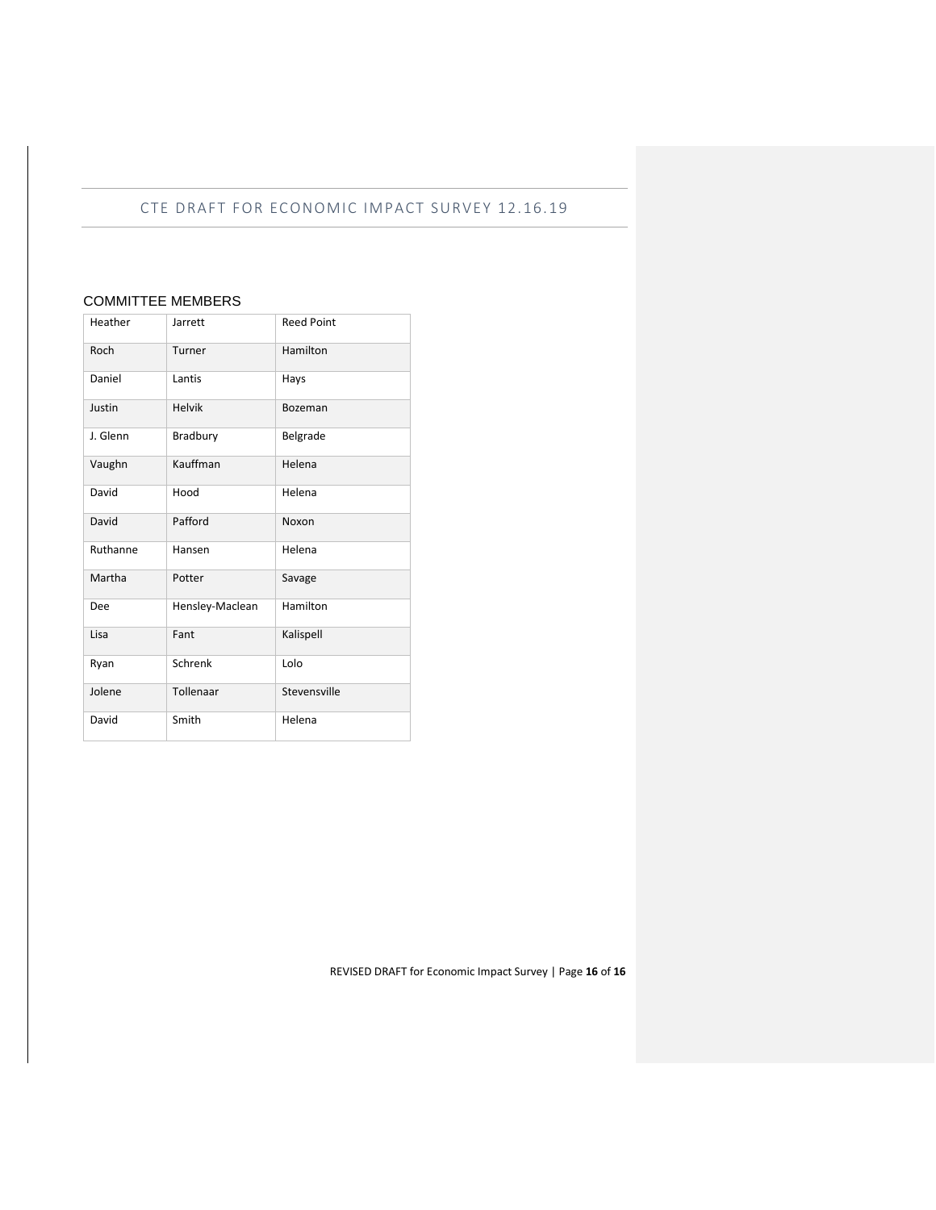## COMMITTEE MEMBERS

| | | |
|---|---|---|
| Heather | Jarrett | Reed Point |
| Roch | Turner | Hamilton |
| Daniel | Lantis | Hays |
| Justin | Helvik | Bozeman |
| J. Glenn | Bradbury | Belgrade |
| Vaughn | Kauffman | Helena |
| David | Hood | Helena |
| David | Pafford | Noxon |
| Ruthanne | Hansen | Helena |
| Martha | Potter | Savage |
| Dee | Hensley-Maclean | Hamilton |
| Lisa | Fant | Kalispell |
| Ryan | Schrenk | Lolo |
| Jolene | Tollenaar | Stevensville |
| David | Smith | Helena |